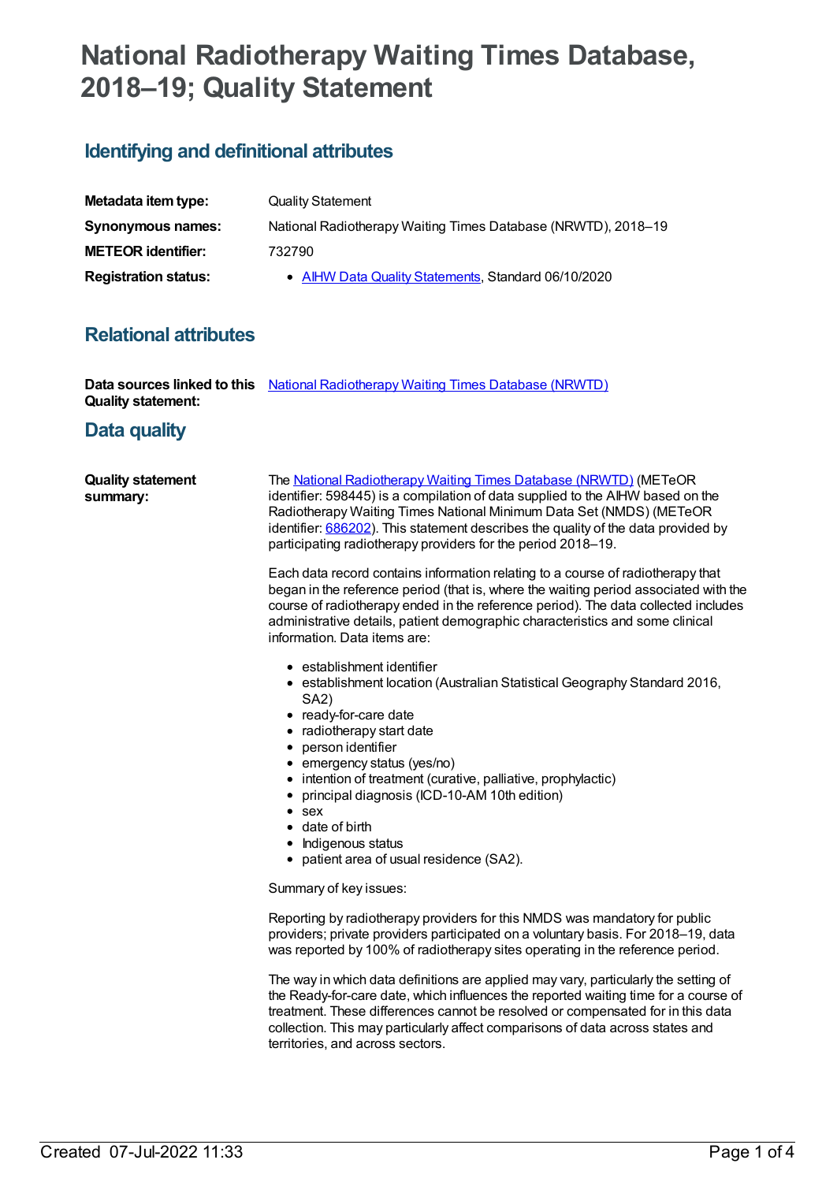# National Radiotherapy Waiting Times Database, 2018–19; Quality Statement

## Identifying and definitional attributes

**Metadata item type:** Quality Statement

**Synonymous names:** National Radiotherapy Waiting Times Database (NRWTD), 2018–19

**METEOR identifier:** 732790

**Registration status:**

- AIHW Data Quality Statements, Standard 06/10/2020

## Relational attributes

**Data sources linked to this Quality statement:** National Radiotherapy Waiting Times Database (NRWTD)

## Data quality

**Quality statement summary:**

The National Radiotherapy Waiting Times Database (NRWTD) (METeOR identifier: 598445) is a compilation of data supplied to the AIHW based on the Radiotherapy Waiting Times National Minimum Data Set (NMDS) (METeOR identifier: 686202). This statement describes the quality of the data provided by participating radiotherapy providers for the period 2018–19.

Each data record contains information relating to a course of radiotherapy that began in the reference period (that is, where the waiting period associated with the course of radiotherapy ended in the reference period). The data collected includes administrative details, patient demographic characteristics and some clinical information. Data items are:

- establishment identifier
- establishment location (Australian Statistical Geography Standard 2016, SA2)
- ready-for-care date
- radiotherapy start date
- person identifier
- emergency status (yes/no)
- intention of treatment (curative, palliative, prophylactic)
- principal diagnosis (ICD-10-AM 10th edition)
- sex
- date of birth
- Indigenous status
- patient area of usual residence (SA2).

Summary of key issues:

Reporting by radiotherapy providers for this NMDS was mandatory for public providers; private providers participated on a voluntary basis. For 2018–19, data was reported by 100% of radiotherapy sites operating in the reference period.

The way in which data definitions are applied may vary, particularly the setting of the Ready-for-care date, which influences the reported waiting time for a course of treatment. These differences cannot be resolved or compensated for in this data collection. This may particularly affect comparisons of data across states and territories, and across sectors.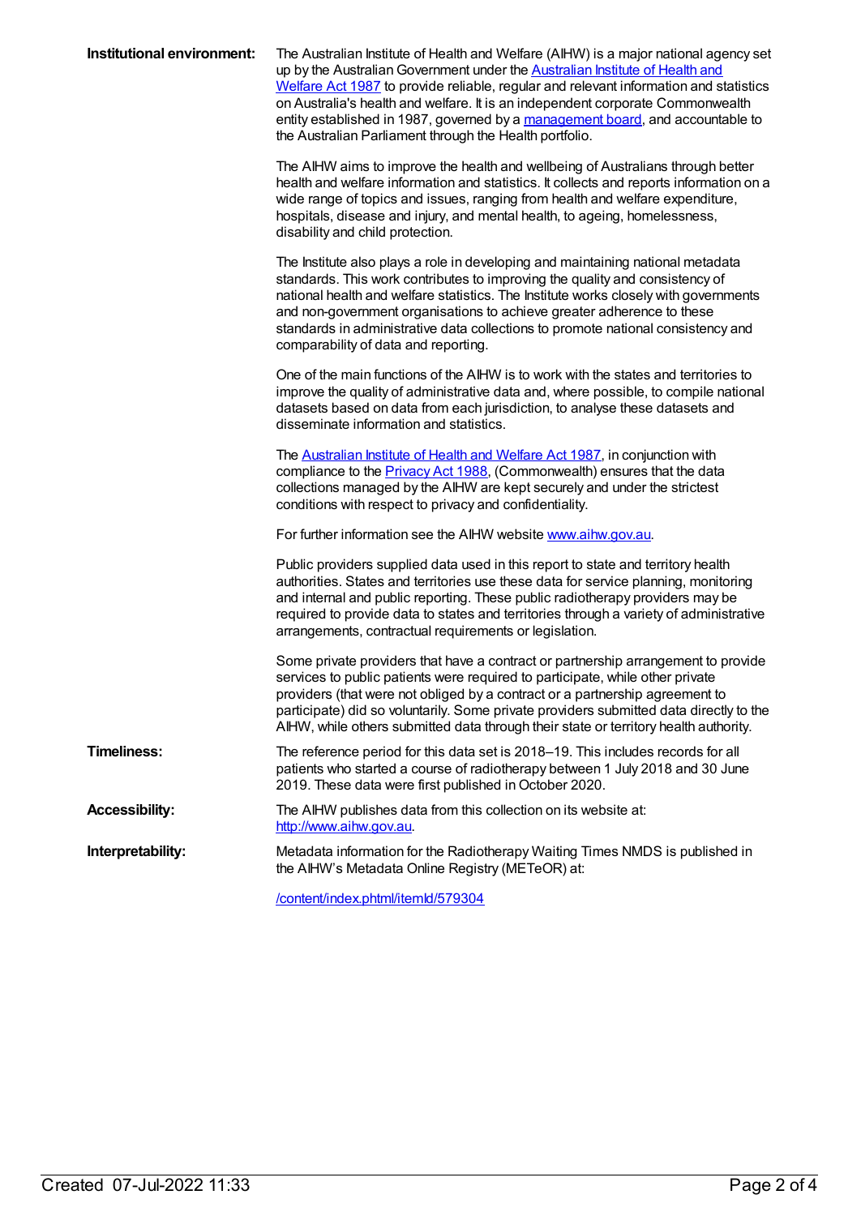**Institutional environment:**

The Australian Institute of Health and Welfare (AIHW) is a major national agency set up by the Australian Government under the Australian Institute of Health and Welfare Act 1987 to provide reliable, regular and relevant information and statistics on Australia's health and welfare. It is an independent corporate Commonwealth entity established in 1987, governed by a management board, and accountable to the Australian Parliament through the Health portfolio.

The AIHW aims to improve the health and wellbeing of Australians through better health and welfare information and statistics. It collects and reports information on a wide range of topics and issues, ranging from health and welfare expenditure, hospitals, disease and injury, and mental health, to ageing, homelessness, disability and child protection.

The Institute also plays a role in developing and maintaining national metadata standards. This work contributes to improving the quality and consistency of national health and welfare statistics. The Institute works closely with governments and non-government organisations to achieve greater adherence to these standards in administrative data collections to promote national consistency and comparability of data and reporting.

One of the main functions of the AIHW is to work with the states and territories to improve the quality of administrative data and, where possible, to compile national datasets based on data from each jurisdiction, to analyse these datasets and disseminate information and statistics.

The Australian Institute of Health and Welfare Act 1987, in conjunction with compliance to the Privacy Act 1988, (Commonwealth) ensures that the data collections managed by the AIHW are kept securely and under the strictest conditions with respect to privacy and confidentiality.

For further information see the AIHW website www.aihw.gov.au.

Public providers supplied data used in this report to state and territory health authorities. States and territories use these data for service planning, monitoring and internal and public reporting. These public radiotherapy providers may be required to provide data to states and territories through a variety of administrative arrangements, contractual requirements or legislation.

Some private providers that have a contract or partnership arrangement to provide services to public patients were required to participate, while other private providers (that were not obliged by a contract or a partnership agreement to participate) did so voluntarily. Some private providers submitted data directly to the AIHW, while others submitted data through their state or territory health authority.

**Timeliness:**

The reference period for this data set is 2018–19. This includes records for all patients who started a course of radiotherapy between 1 July 2018 and 30 June 2019. These data were first published in October 2020.

**Accessibility:**

The AIHW publishes data from this collection on its website at: http://www.aihw.gov.au.

**Interpretability:**

Metadata information for the Radiotherapy Waiting Times NMDS is published in the AIHW's Metadata Online Registry (METeOR) at:

/content/index.phtml/itemId/579304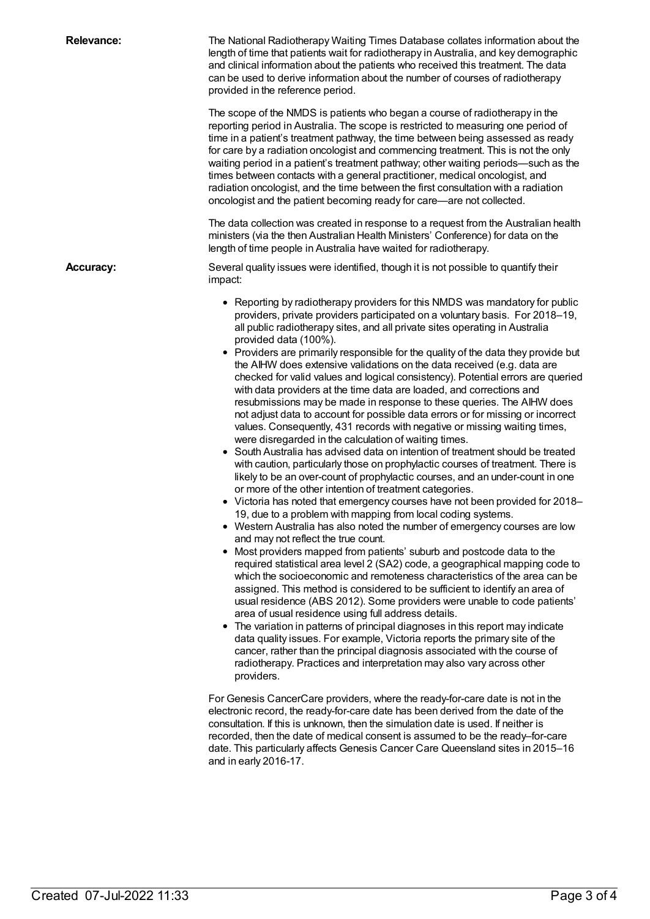**Relevance:**

The National Radiotherapy Waiting Times Database collates information about the length of time that patients wait for radiotherapy in Australia, and key demographic and clinical information about the patients who received this treatment. The data can be used to derive information about the number of courses of radiotherapy provided in the reference period.

The scope of the NMDS is patients who began a course of radiotherapy in the reporting period in Australia. The scope is restricted to measuring one period of time in a patient's treatment pathway, the time between being assessed as ready for care by a radiation oncologist and commencing treatment. This is not the only waiting period in a patient's treatment pathway; other waiting periods—such as the times between contacts with a general practitioner, medical oncologist, and radiation oncologist, and the time between the first consultation with a radiation oncologist and the patient becoming ready for care—are not collected.

The data collection was created in response to a request from the Australian health ministers (via the then Australian Health Ministers' Conference) for data on the length of time people in Australia have waited for radiotherapy.

**Accuracy:**

Several quality issues were identified, though it is not possible to quantify their impact:

- Reporting by radiotherapy providers for this NMDS was mandatory for public providers, private providers participated on a voluntary basis. For 2018–19, all public radiotherapy sites, and all private sites operating in Australia provided data (100%).
- Providers are primarily responsible for the quality of the data they provide but the AIHW does extensive validations on the data received (e.g. data are checked for valid values and logical consistency). Potential errors are queried with data providers at the time data are loaded, and corrections and resubmissions may be made in response to these queries. The AIHW does not adjust data to account for possible data errors or for missing or incorrect values. Consequently, 431 records with negative or missing waiting times, were disregarded in the calculation of waiting times.
- South Australia has advised data on intention of treatment should be treated with caution, particularly those on prophylactic courses of treatment. There is likely to be an over-count of prophylactic courses, and an under-count in one or more of the other intention of treatment categories.
- Victoria has noted that emergency courses have not been provided for 2018–19, due to a problem with mapping from local coding systems.
- Western Australia has also noted the number of emergency courses are low and may not reflect the true count.
- Most providers mapped from patients' suburb and postcode data to the required statistical area level 2 (SA2) code, a geographical mapping code to which the socioeconomic and remoteness characteristics of the area can be assigned. This method is considered to be sufficient to identify an area of usual residence (ABS 2012). Some providers were unable to code patients' area of usual residence using full address details.
- The variation in patterns of principal diagnoses in this report may indicate data quality issues. For example, Victoria reports the primary site of the cancer, rather than the principal diagnosis associated with the course of radiotherapy. Practices and interpretation may also vary across other providers.

For Genesis CancerCare providers, where the ready-for-care date is not in the electronic record, the ready-for-care date has been derived from the date of the consultation. If this is unknown, then the simulation date is used. If neither is recorded, then the date of medical consent is assumed to be the ready–for-care date. This particularly affects Genesis Cancer Care Queensland sites in 2015–16 and in early 2016-17.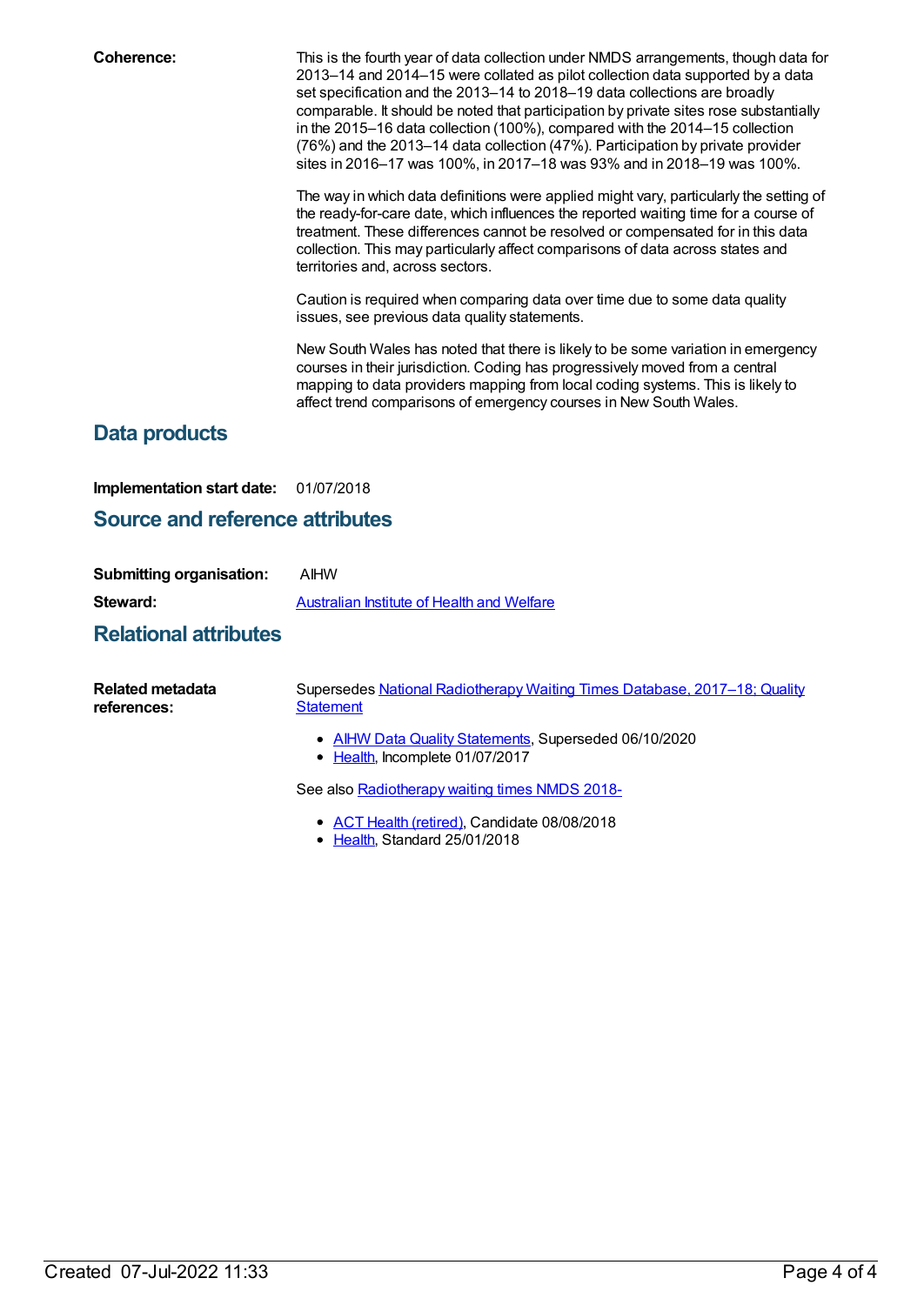**Coherence:**

This is the fourth year of data collection under NMDS arrangements, though data for 2013–14 and 2014–15 were collated as pilot collection data supported by a data set specification and the 2013–14 to 2018–19 data collections are broadly comparable. It should be noted that participation by private sites rose substantially in the 2015–16 data collection (100%), compared with the 2014–15 collection (76%) and the 2013–14 data collection (47%). Participation by private provider sites in 2016–17 was 100%, in 2017–18 was 93% and in 2018–19 was 100%.

The way in which data definitions were applied might vary, particularly the setting of the ready-for-care date, which influences the reported waiting time for a course of treatment. These differences cannot be resolved or compensated for in this data collection. This may particularly affect comparisons of data across states and territories and, across sectors.

Caution is required when comparing data over time due to some data quality issues, see previous data quality statements.

New South Wales has noted that there is likely to be some variation in emergency courses in their jurisdiction. Coding has progressively moved from a central mapping to data providers mapping from local coding systems. This is likely to affect trend comparisons of emergency courses in New South Wales.

## Data products

**Implementation start date:** 01/07/2018

## Source and reference attributes

**Submitting organisation:** AIHW

**Steward:** Australian Institute of Health and Welfare

## Relational attributes

**Related metadata references:**

Supersedes National Radiotherapy Waiting Times Database, 2017–18; Quality Statement

- AIHW Data Quality Statements, Superseded 06/10/2020
- Health, Incomplete 01/07/2017

See also Radiotherapy waiting times NMDS 2018-

- ACT Health (retired), Candidate 08/08/2018
- Health, Standard 25/01/2018